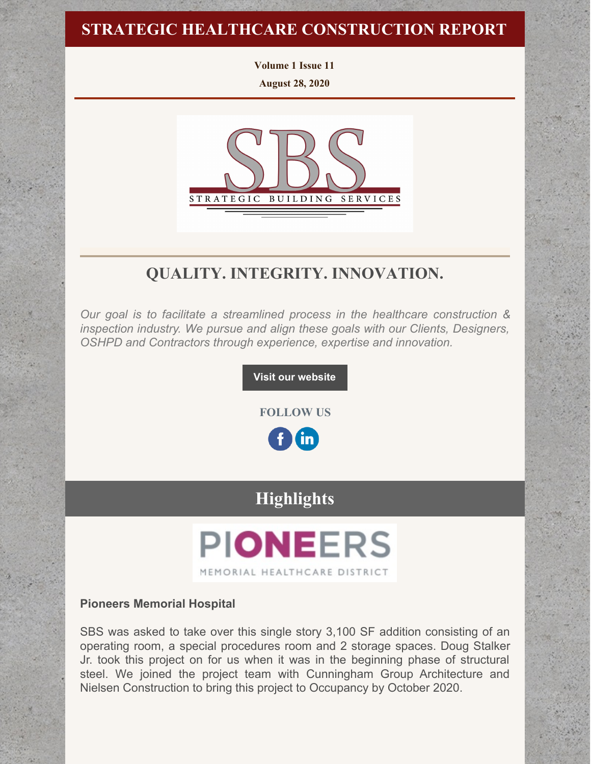# STRATEGIC HEALTHCARE CONSTRUCTION REPORT

**Volume 1 Issue 11**

**August 28, 2020**

SBS

STRATEGIC BUILDING SERVICES

## QUALITY. INTEGRITY. INNOVATION.

*Our goal is to facilitate a streamlined process in the healthcare construction & inspection industry. We pursue and align these goals with our Clients, Designers, OSHPD and Contractors through experience, expertise and innovation.*

**Visit our website**

**FOLLOW US**

## Highlights

PIONEERS

MEMORIAL HEALTHCARE DISTRICT

**Pioneers Memorial Hospital**

SBS was asked to take over this single story 3,100 SF addition consisting of an operating room, a special procedures room and 2 storage spaces. Doug Stalker Jr. took this project on for us when it was in the beginning phase of structural steel. We joined the project team with Cunningham Group Architecture and Nielsen Construction to bring this project to Occupancy by October 2020.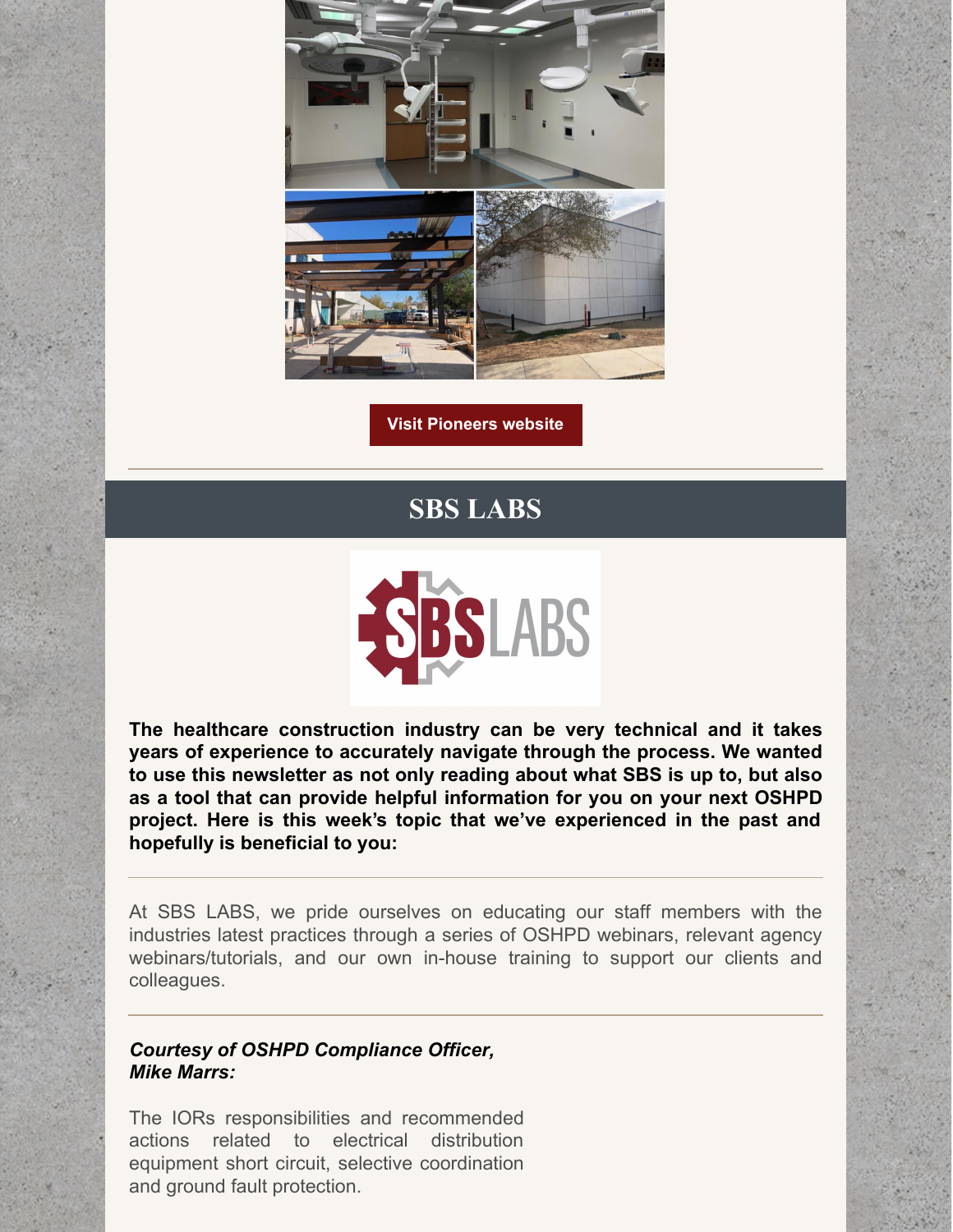Visit Pioneers website

## SBS LABS

**The healthcare construction industry can be very technical and it takes years of experience to accurately navigate through the process. We wanted to use this newsletter as not only reading about what SBS is up to, but also as a tool that can provide helpful information for you on your next OSHPD project. Here is this week's topic that we've experienced in the past and hopefully is beneficial to you:**

---

At SBS LABS, we pride ourselves on educating our staff members with the industries latest practices through a series of OSHPD webinars, relevant agency webinars/tutorials, and our own in-house training to support our clients and colleagues.

---

***Courtesy of OSHPD Compliance Officer, Mike Marrs:***

The IORs responsibilities and recommended actions related to electrical distribution equipment short circuit, selective coordination and ground fault protection.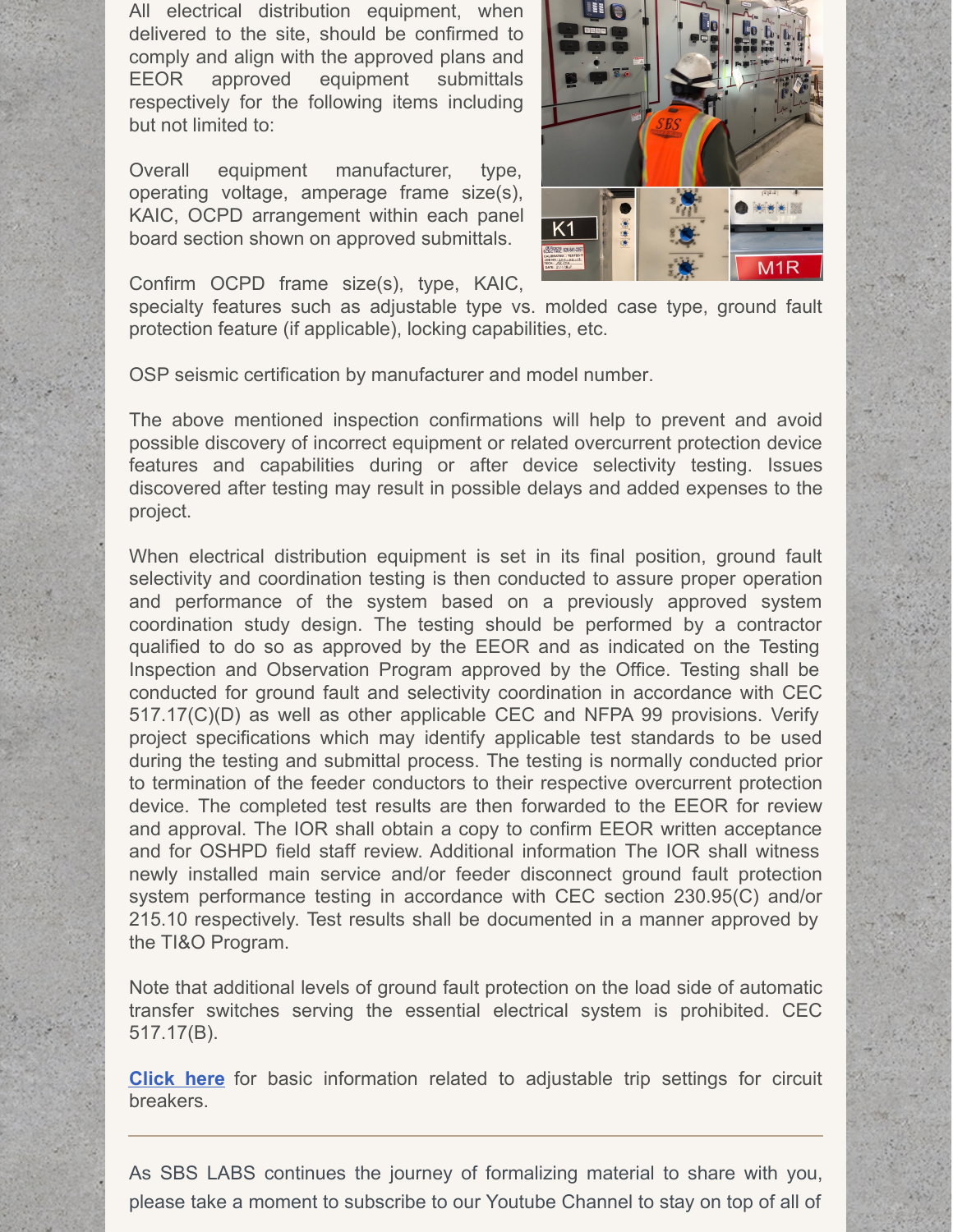All electrical distribution equipment, when delivered to the site, should be confirmed to comply and align with the approved plans and EEOR approved equipment submittals respectively for the following items including but not limited to:

Overall equipment manufacturer, type, operating voltage, amperage frame size(s), KAIC, OCPD arrangement within each panel board section shown on approved submittals.

Confirm OCPD frame size(s), type, KAIC, specialty features such as adjustable type vs. molded case type, ground fault protection feature (if applicable), locking capabilities, etc.

OSP seismic certification by manufacturer and model number.

The above mentioned inspection confirmations will help to prevent and avoid possible discovery of incorrect equipment or related overcurrent protection device features and capabilities during or after device selectivity testing. Issues discovered after testing may result in possible delays and added expenses to the project.

When electrical distribution equipment is set in its final position, ground fault selectivity and coordination testing is then conducted to assure proper operation and performance of the system based on a previously approved system coordination study design. The testing should be performed by a contractor qualified to do so as approved by the EEOR and as indicated on the Testing Inspection and Observation Program approved by the Office. Testing shall be conducted for ground fault and selectivity coordination in accordance with CEC 517.17(C)(D) as well as other applicable CEC and NFPA 99 provisions. Verify project specifications which may identify applicable test standards to be used during the testing and submittal process. The testing is normally conducted prior to termination of the feeder conductors to their respective overcurrent protection device. The completed test results are then forwarded to the EEOR for review and approval. The IOR shall obtain a copy to confirm EEOR written acceptance and for OSHPD field staff review. Additional information The IOR shall witness newly installed main service and/or feeder disconnect ground fault protection system performance testing in accordance with CEC section 230.95(C) and/or 215.10 respectively. Test results shall be documented in a manner approved by the TI&O Program.

Note that additional levels of ground fault protection on the load side of automatic transfer switches serving the essential electrical system is prohibited. CEC 517.17(B).

**Click here** for basic information related to adjustable trip settings for circuit breakers.

---

As SBS LABS continues the journey of formalizing material to share with you, please take a moment to subscribe to our Youtube Channel to stay on top of all of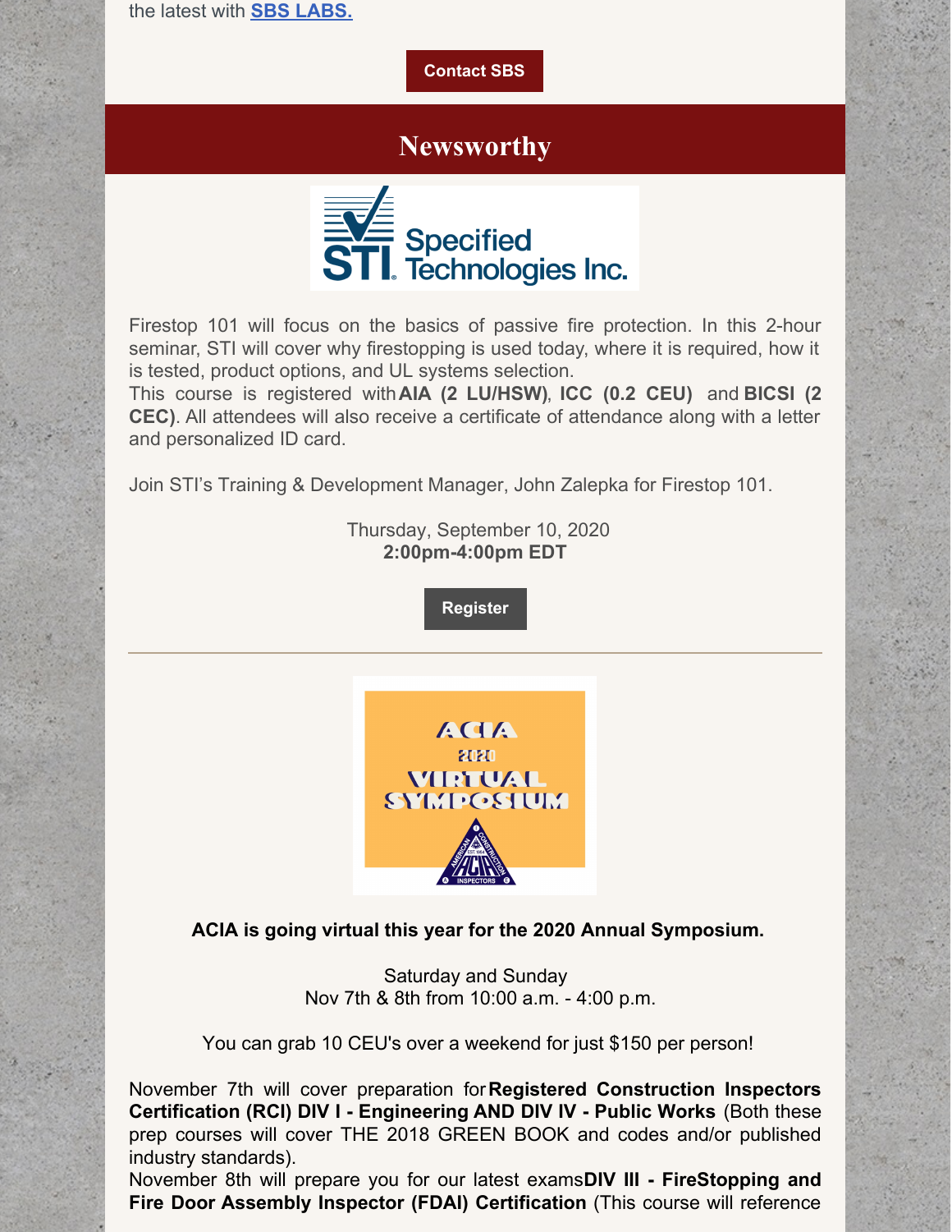the latest with **SBS LABS.**

Contact SBS

## Newsworthy

Firestop 101 will focus on the basics of passive fire protection. In this 2-hour seminar, STI will cover why firestopping is used today, where it is required, how it is tested, product options, and UL systems selection.
This course is registered with **AIA (2 LU/HSW)**, **ICC (0.2 CEU)** and **BICSI (2 CEC)**. All attendees will also receive a certificate of attendance along with a letter and personalized ID card.

Join STI's Training & Development Manager, John Zalepka for Firestop 101.

Thursday, September 10, 2020
**2:00pm-4:00pm EDT**

Register

---

**ACIA is going virtual this year for the 2020 Annual Symposium.**

Saturday and Sunday
Nov 7th & 8th from 10:00 a.m. - 4:00 p.m.

You can grab 10 CEU's over a weekend for just $150 per person!

November 7th will cover preparation for **Registered Construction Inspectors Certification (RCI) DIV I - Engineering AND DIV IV - Public Works** (Both these prep courses will cover THE 2018 GREEN BOOK and codes and/or published industry standards).
November 8th will prepare you for our latest exams **DIV III - FireStopping and Fire Door Assembly Inspector (FDAI) Certification** (This course will reference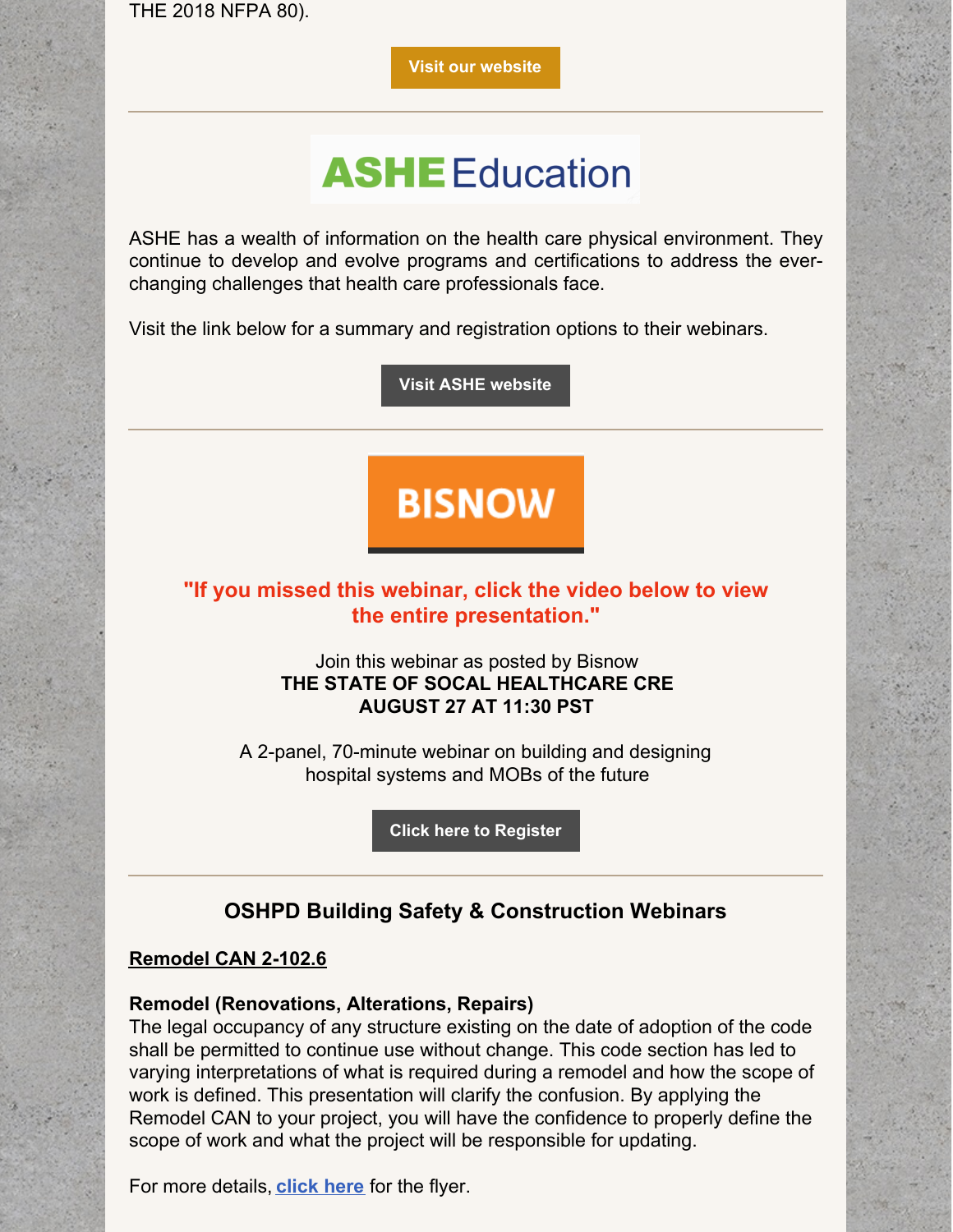THE 2018 NFPA 80).

Visit our website

---

ASHE Education

ASHE has a wealth of information on the health care physical environment. They continue to develop and evolve programs and certifications to address the ever-changing challenges that health care professionals face.

Visit the link below for a summary and registration options to their webinars.

Visit ASHE website

---

BISNOW

**"If you missed this webinar, click the video below to view the entire presentation."**

Join this webinar as posted by Bisnow
**THE STATE OF SOCAL HEALTHCARE CRE**
**AUGUST 27 AT 11:30 PST**

A 2-panel, 70-minute webinar on building and designing hospital systems and MOBs of the future

Click here to Register

---

## OSHPD Building Safety & Construction Webinars

**Remodel CAN 2-102.6**

**Remodel (Renovations, Alterations, Repairs)**
The legal occupancy of any structure existing on the date of adoption of the code shall be permitted to continue use without change. This code section has led to varying interpretations of what is required during a remodel and how the scope of work is defined. This presentation will clarify the confusion. By applying the Remodel CAN to your project, you will have the confidence to properly define the scope of work and what the project will be responsible for updating.

For more details, **click here** for the flyer.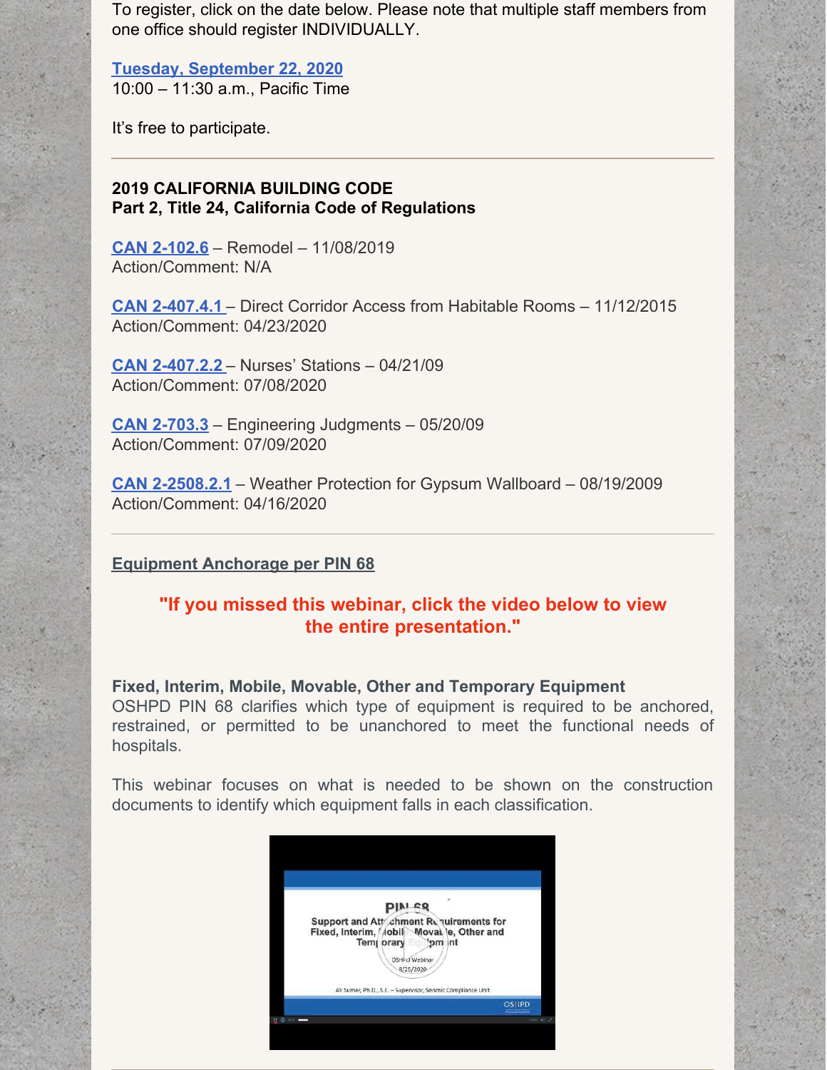To register, click on the date below. Please note that multiple staff members from one office should register INDIVIDUALLY.

**Tuesday, September 22, 2020**
10:00 – 11:30 a.m., Pacific Time

It's free to participate.

---

**2019 CALIFORNIA BUILDING CODE**
**Part 2, Title 24, California Code of Regulations**

**CAN 2-102.6** – Remodel – 11/08/2019
Action/Comment: N/A

**CAN 2-407.4.1** – Direct Corridor Access from Habitable Rooms – 11/12/2015
Action/Comment: 04/23/2020

**CAN 2-407.2.2** – Nurses' Stations – 04/21/09
Action/Comment: 07/08/2020

**CAN 2-703.3** – Engineering Judgments – 05/20/09
Action/Comment: 07/09/2020

**CAN 2-2508.2.1** – Weather Protection for Gypsum Wallboard – 08/19/2009
Action/Comment: 04/16/2020

---

**Equipment Anchorage per PIN 68**

**"If you missed this webinar, click the video below to view the entire presentation."**

**Fixed, Interim, Mobile, Movable, Other and Temporary Equipment**
OSHPD PIN 68 clarifies which type of equipment is required to be anchored, restrained, or permitted to be unanchored to meet the functional needs of hospitals.

This webinar focuses on what is needed to be shown on the construction documents to identify which equipment falls in each classification.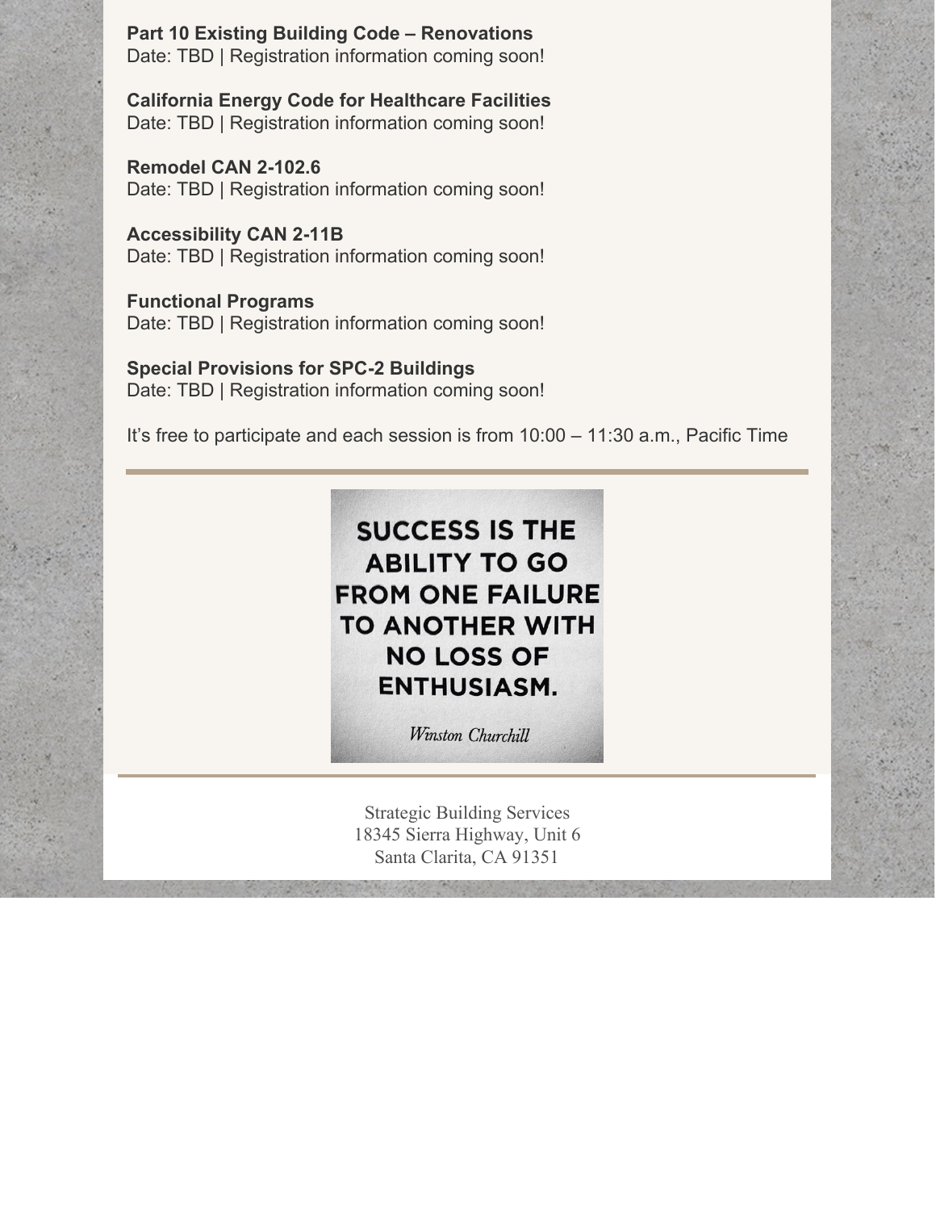**Part 10 Existing Building Code – Renovations**
Date: TBD | Registration information coming soon!

**California Energy Code for Healthcare Facilities**
Date: TBD | Registration information coming soon!

**Remodel CAN 2-102.6**
Date: TBD | Registration information coming soon!

**Accessibility CAN 2-11B**
Date: TBD | Registration information coming soon!

**Functional Programs**
Date: TBD | Registration information coming soon!

**Special Provisions for SPC-2 Buildings**
Date: TBD | Registration information coming soon!

It's free to participate and each session is from 10:00 – 11:30 a.m., Pacific Time

---

SUCCESS IS THE ABILITY TO GO FROM ONE FAILURE TO ANOTHER WITH NO LOSS OF ENTHUSIASM.

*Winston Churchill*

---

Strategic Building Services
18345 Sierra Highway, Unit 6
Santa Clarita, CA 91351